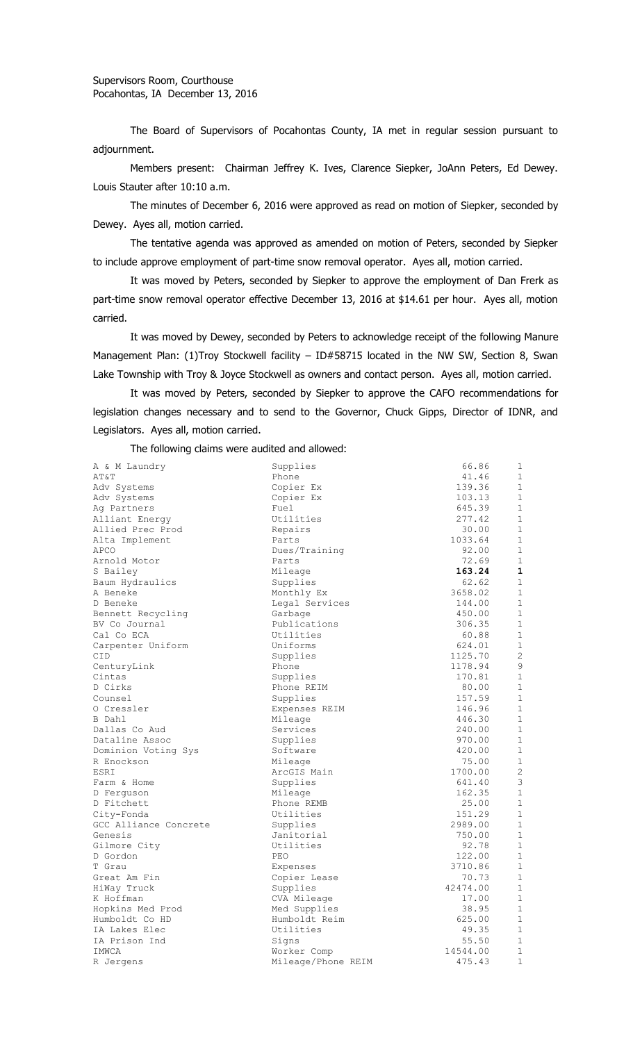Supervisors Room, Courthouse
Pocahontas, IA December 13, 2016

The Board of Supervisors of Pocahontas County, IA met in regular session pursuant to adjournment.

Members present: Chairman Jeffrey K. Ives, Clarence Siepker, JoAnn Peters, Ed Dewey. Louis Stauter after 10:10 a.m.

The minutes of December 6, 2016 were approved as read on motion of Siepker, seconded by Dewey. Ayes all, motion carried.

The tentative agenda was approved as amended on motion of Peters, seconded by Siepker to include approve employment of part-time snow removal operator. Ayes all, motion carried.

It was moved by Peters, seconded by Siepker to approve the employment of Dan Frerk as part-time snow removal operator effective December 13, 2016 at $14.61 per hour. Ayes all, motion carried.

It was moved by Dewey, seconded by Peters to acknowledge receipt of the following Manure Management Plan: (1)Troy Stockwell facility – ID#58715 located in the NW SW, Section 8, Swan Lake Township with Troy & Joyce Stockwell as owners and contact person. Ayes all, motion carried.

It was moved by Peters, seconded by Siepker to approve the CAFO recommendations for legislation changes necessary and to send to the Governor, Chuck Gipps, Director of IDNR, and Legislators. Ayes all, motion carried.

The following claims were audited and allowed:

| | | | |
|---|---|---|---|
| A & M Laundry | Supplies | 66.86 | 1 |
| AT&T | Phone | 41.46 | 1 |
| Adv Systems | Copier Ex | 139.36 | 1 |
| Adv Systems | Copier Ex | 103.13 | 1 |
| Ag Partners | Fuel | 645.39 | 1 |
| Alliant Energy | Utilities | 277.42 | 1 |
| Allied Prec Prod | Repairs | 30.00 | 1 |
| Alta Implement | Parts | 1033.64 | 1 |
| APCO | Dues/Training | 92.00 | 1 |
| Arnold Motor | Parts | 72.69 | 1 |
| S Bailey | Mileage | **163.24** | **1** |
| Baum Hydraulics | Supplies | 62.62 | 1 |
| A Beneke | Monthly Ex | 3658.02 | 1 |
| D Beneke | Legal Services | 144.00 | 1 |
| Bennett Recycling | Garbage | 450.00 | 1 |
| BV Co Journal | Publications | 306.35 | 1 |
| Cal Co ECA | Utilities | 60.88 | 1 |
| Carpenter Uniform | Uniforms | 624.01 | 1 |
| CID | Supplies | 1125.70 | 2 |
| CenturyLink | Phone | 1178.94 | 9 |
| Cintas | Supplies | 170.81 | 1 |
| D Cirks | Phone REIM | 80.00 | 1 |
| Counsel | Supplies | 157.59 | 1 |
| O Cressler | Expenses REIM | 146.96 | 1 |
| B Dahl | Mileage | 446.30 | 1 |
| Dallas Co Aud | Services | 240.00 | 1 |
| Dataline Assoc | Supplies | 970.00 | 1 |
| Dominion Voting Sys | Software | 420.00 | 1 |
| R Enockson | Mileage | 75.00 | 1 |
| ESRI | ArcGIS Main | 1700.00 | 2 |
| Farm & Home | Supplies | 641.40 | 3 |
| D Ferguson | Mileage | 162.35 | 1 |
| D Fitchett | Phone REMB | 25.00 | 1 |
| City-Fonda | Utilities | 151.29 | 1 |
| GCC Alliance Concrete | Supplies | 2989.00 | 1 |
| Genesis | Janitorial | 750.00 | 1 |
| Gilmore City | Utilities | 92.78 | 1 |
| D Gordon | PEO | 122.00 | 1 |
| T Grau | Expenses | 3710.86 | 1 |
| Great Am Fin | Copier Lease | 70.73 | 1 |
| HiWay Truck | Supplies | 42474.00 | 1 |
| K Hoffman | CVA Mileage | 17.00 | 1 |
| Hopkins Med Prod | Med Supplies | 38.95 | 1 |
| Humboldt Co HD | Humboldt Reim | 625.00 | 1 |
| IA Lakes Elec | Utilities | 49.35 | 1 |
| IA Prison Ind | Signs | 55.50 | 1 |
| IMWCA | Worker Comp | 14544.00 | 1 |
| R Jergens | Mileage/Phone REIM | 475.43 | 1 |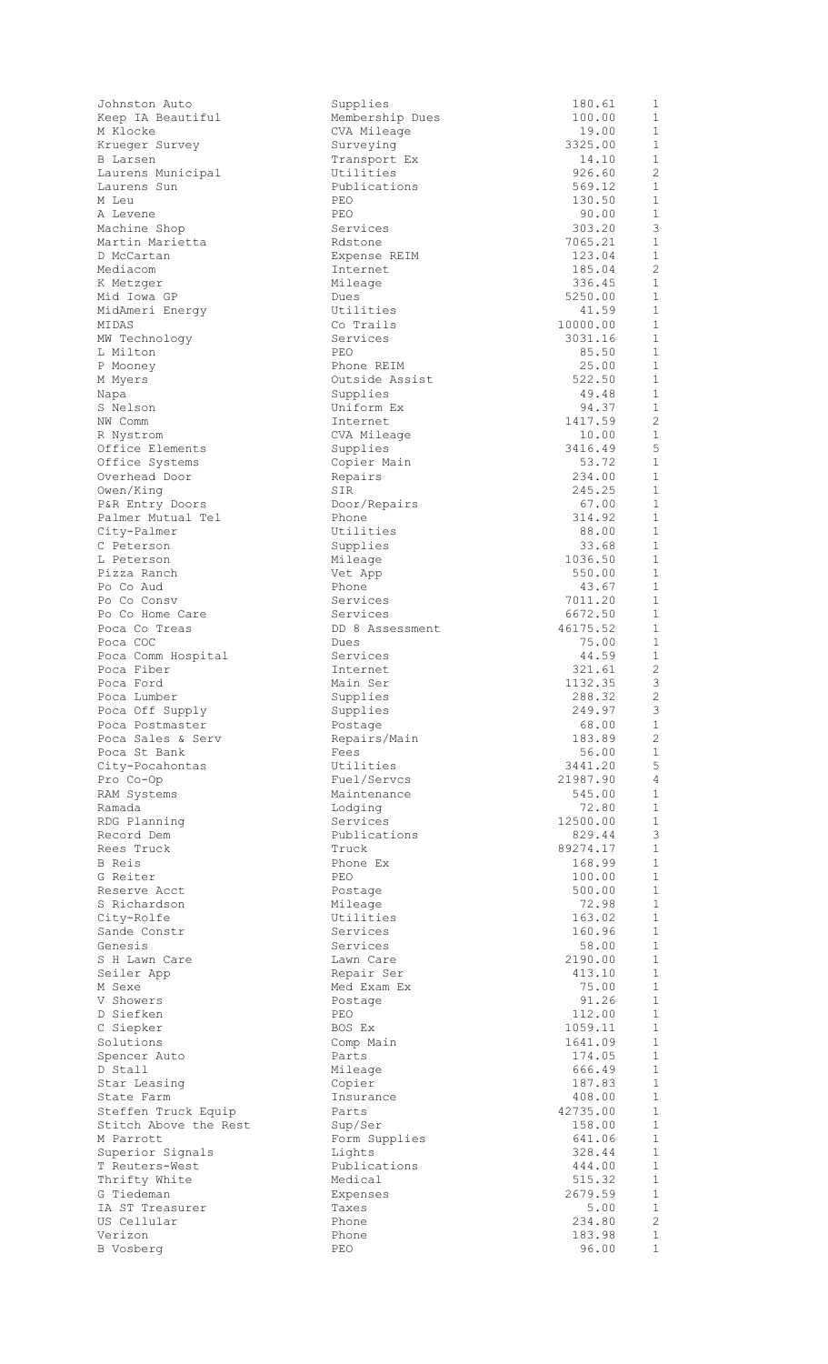| | | | |
|---|---|---|---|
| Johnston Auto | Supplies | 180.61 | 1 |
| Keep IA Beautiful | Membership Dues | 100.00 | 1 |
| M Klocke | CVA Mileage | 19.00 | 1 |
| Krueger Survey | Surveying | 3325.00 | 1 |
| B Larsen | Transport Ex | 14.10 | 1 |
| Laurens Municipal | Utilities | 926.60 | 2 |
| Laurens Sun | Publications | 569.12 | 1 |
| M Leu | PEO | 130.50 | 1 |
| A Levene | PEO | 90.00 | 1 |
| Machine Shop | Services | 303.20 | 3 |
| Martin Marietta | Rdstone | 7065.21 | 1 |
| D McCartan | Expense REIM | 123.04 | 1 |
| Mediacom | Internet | 185.04 | 2 |
| K Metzger | Mileage | 336.45 | 1 |
| Mid Iowa GP | Dues | 5250.00 | 1 |
| MidAmeri Energy | Utilities | 41.59 | 1 |
| MIDAS | Co Trails | 10000.00 | 1 |
| MW Technology | Services | 3031.16 | 1 |
| L Milton | PEO | 85.50 | 1 |
| P Mooney | Phone REIM | 25.00 | 1 |
| M Myers | Outside Assist | 522.50 | 1 |
| Napa | Supplies | 49.48 | 1 |
| S Nelson | Uniform Ex | 94.37 | 1 |
| NW Comm | Internet | 1417.59 | 2 |
| R Nystrom | CVA Mileage | 10.00 | 1 |
| Office Elements | Supplies | 3416.49 | 5 |
| Office Systems | Copier Main | 53.72 | 1 |
| Overhead Door | Repairs | 234.00 | 1 |
| Owen/King | SIR | 245.25 | 1 |
| P&R Entry Doors | Door/Repairs | 67.00 | 1 |
| Palmer Mutual Tel | Phone | 314.92 | 1 |
| City-Palmer | Utilities | 88.00 | 1 |
| C Peterson | Supplies | 33.68 | 1 |
| L Peterson | Mileage | 1036.50 | 1 |
| Pizza Ranch | Vet App | 550.00 | 1 |
| Po Co Aud | Phone | 43.67 | 1 |
| Po Co Consv | Services | 7011.20 | 1 |
| Po Co Home Care | Services | 6672.50 | 1 |
| Poca Co Treas | DD 8 Assessment | 46175.52 | 1 |
| Poca COC | Dues | 75.00 | 1 |
| Poca Comm Hospital | Services | 44.59 | 1 |
| Poca Fiber | Internet | 321.61 | 2 |
| Poca Ford | Main Ser | 1132.35 | 3 |
| Poca Lumber | Supplies | 288.32 | 2 |
| Poca Off Supply | Supplies | 249.97 | 3 |
| Poca Postmaster | Postage | 68.00 | 1 |
| Poca Sales & Serv | Repairs/Main | 183.89 | 2 |
| Poca St Bank | Fees | 56.00 | 1 |
| City-Pocahontas | Utilities | 3441.20 | 5 |
| Pro Co-Op | Fuel/Servcs | 21987.90 | 4 |
| RAM Systems | Maintenance | 545.00 | 1 |
| Ramada | Lodging | 72.80 | 1 |
| RDG Planning | Services | 12500.00 | 1 |
| Record Dem | Publications | 829.44 | 3 |
| Rees Truck | Truck | 89274.17 | 1 |
| B Reis | Phone Ex | 168.99 | 1 |
| G Reiter | PEO | 100.00 | 1 |
| Reserve Acct | Postage | 500.00 | 1 |
| S Richardson | Mileage | 72.98 | 1 |
| City-Rolfe | Utilities | 163.02 | 1 |
| Sande Constr | Services | 160.96 | 1 |
| Genesis | Services | 58.00 | 1 |
| S H Lawn Care | Lawn Care | 2190.00 | 1 |
| Seiler App | Repair Ser | 413.10 | 1 |
| M Sexe | Med Exam Ex | 75.00 | 1 |
| V Showers | Postage | 91.26 | 1 |
| D Siefken | PEO | 112.00 | 1 |
| C Siepker | BOS Ex | 1059.11 | 1 |
| Solutions | Comp Main | 1641.09 | 1 |
| Spencer Auto | Parts | 174.05 | 1 |
| D Stall | Mileage | 666.49 | 1 |
| Star Leasing | Copier | 187.83 | 1 |
| State Farm | Insurance | 408.00 | 1 |
| Steffen Truck Equip | Parts | 42735.00 | 1 |
| Stitch Above the Rest | Sup/Ser | 158.00 | 1 |
| M Parrott | Form Supplies | 641.06 | 1 |
| Superior Signals | Lights | 328.44 | 1 |
| T Reuters-West | Publications | 444.00 | 1 |
| Thrifty White | Medical | 515.32 | 1 |
| G Tiedeman | Expenses | 2679.59 | 1 |
| IA ST Treasurer | Taxes | 5.00 | 1 |
| US Cellular | Phone | 234.80 | 2 |
| Verizon | Phone | 183.98 | 1 |
| B Vosberg | PEO | 96.00 | 1 |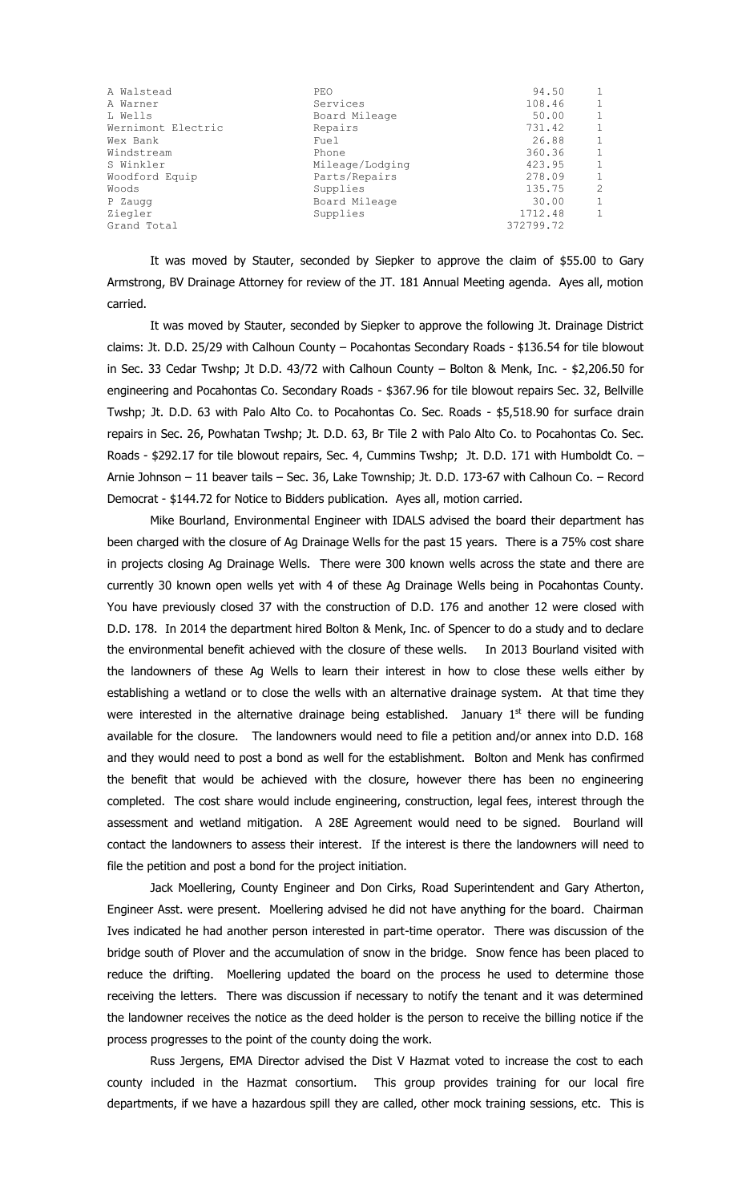| A Walstead | PEO | 94.50 | 1 |
|---|---|---|---|
| A Warner | Services | 108.46 | 1 |
| L Wells | Board Mileage | 50.00 | 1 |
| Wernimont Electric | Repairs | 731.42 | 1 |
| Wex Bank | Fuel | 26.88 | 1 |
| Windstream | Phone | 360.36 | 1 |
| S Winkler | Mileage/Lodging | 423.95 | 1 |
| Woodford Equip | Parts/Repairs | 278.09 | 1 |
| Woods | Supplies | 135.75 | 2 |
| P Zaugg | Board Mileage | 30.00 | 1 |
| Ziegler | Supplies | 1712.48 | 1 |
| Grand Total | | 372799.72 | |

It was moved by Stauter, seconded by Siepker to approve the claim of $55.00 to Gary Armstrong, BV Drainage Attorney for review of the JT. 181 Annual Meeting agenda. Ayes all, motion carried.

It was moved by Stauter, seconded by Siepker to approve the following Jt. Drainage District claims: Jt. D.D. 25/29 with Calhoun County – Pocahontas Secondary Roads - $136.54 for tile blowout in Sec. 33 Cedar Twshp; Jt D.D. 43/72 with Calhoun County – Bolton & Menk, Inc. - $2,206.50 for engineering and Pocahontas Co. Secondary Roads - $367.96 for tile blowout repairs Sec. 32, Bellville Twshp; Jt. D.D. 63 with Palo Alto Co. to Pocahontas Co. Sec. Roads - $5,518.90 for surface drain repairs in Sec. 26, Powhatan Twshp; Jt. D.D. 63, Br Tile 2 with Palo Alto Co. to Pocahontas Co. Sec. Roads - $292.17 for tile blowout repairs, Sec. 4, Cummins Twshp; Jt. D.D. 171 with Humboldt Co. – Arnie Johnson – 11 beaver tails – Sec. 36, Lake Township; Jt. D.D. 173-67 with Calhoun Co. – Record Democrat - $144.72 for Notice to Bidders publication. Ayes all, motion carried.

Mike Bourland, Environmental Engineer with IDALS advised the board their department has been charged with the closure of Ag Drainage Wells for the past 15 years. There is a 75% cost share in projects closing Ag Drainage Wells. There were 300 known wells across the state and there are currently 30 known open wells yet with 4 of these Ag Drainage Wells being in Pocahontas County. You have previously closed 37 with the construction of D.D. 176 and another 12 were closed with D.D. 178. In 2014 the department hired Bolton & Menk, Inc. of Spencer to do a study and to declare the environmental benefit achieved with the closure of these wells. In 2013 Bourland visited with the landowners of these Ag Wells to learn their interest in how to close these wells either by establishing a wetland or to close the wells with an alternative drainage system. At that time they were interested in the alternative drainage being established. January 1st there will be funding available for the closure. The landowners would need to file a petition and/or annex into D.D. 168 and they would need to post a bond as well for the establishment. Bolton and Menk has confirmed the benefit that would be achieved with the closure, however there has been no engineering completed. The cost share would include engineering, construction, legal fees, interest through the assessment and wetland mitigation. A 28E Agreement would need to be signed. Bourland will contact the landowners to assess their interest. If the interest is there the landowners will need to file the petition and post a bond for the project initiation.

Jack Moellering, County Engineer and Don Cirks, Road Superintendent and Gary Atherton, Engineer Asst. were present. Moellering advised he did not have anything for the board. Chairman Ives indicated he had another person interested in part-time operator. There was discussion of the bridge south of Plover and the accumulation of snow in the bridge. Snow fence has been placed to reduce the drifting. Moellering updated the board on the process he used to determine those receiving the letters. There was discussion if necessary to notify the tenant and it was determined the landowner receives the notice as the deed holder is the person to receive the billing notice if the process progresses to the point of the county doing the work.

Russ Jergens, EMA Director advised the Dist V Hazmat voted to increase the cost to each county included in the Hazmat consortium. This group provides training for our local fire departments, if we have a hazardous spill they are called, other mock training sessions, etc. This is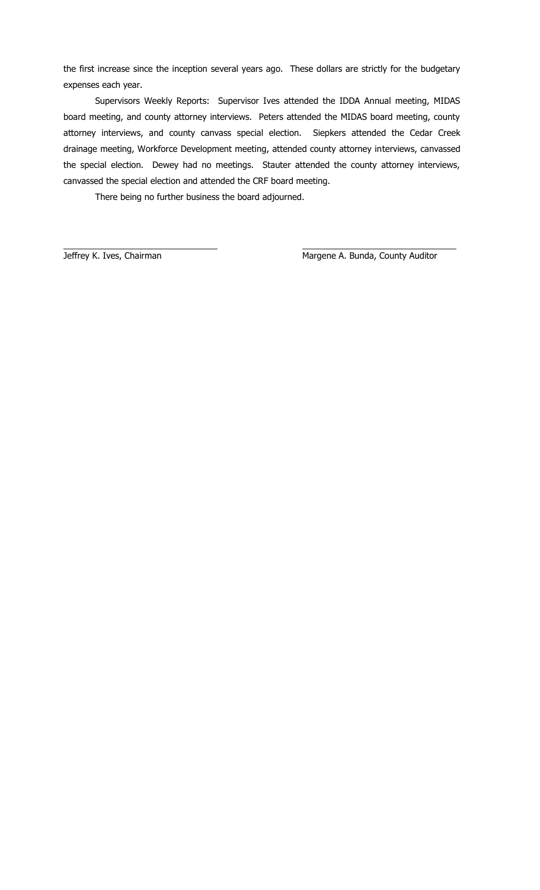the first increase since the inception several years ago. These dollars are strictly for the budgetary expenses each year.

Supervisors Weekly Reports: Supervisor Ives attended the IDDA Annual meeting, MIDAS board meeting, and county attorney interviews. Peters attended the MIDAS board meeting, county attorney interviews, and county canvass special election. Siepkers attended the Cedar Creek drainage meeting, Workforce Development meeting, attended county attorney interviews, canvassed the special election. Dewey had no meetings. Stauter attended the county attorney interviews, canvassed the special election and attended the CRF board meeting.

There being no further business the board adjourned.

\_\_\_\_\_\_\_\_\_\_\_\_\_\_\_\_\_\_\_\_\_\_\_\_\_\_\_\_\_\_\_\_\_\_

Jeffrey K. Ives, Chairman

\_\_\_\_\_\_\_\_\_\_\_\_\_\_\_\_\_\_\_\_\_\_\_\_\_\_\_\_\_\_\_\_\_\_

Margene A. Bunda, County Auditor